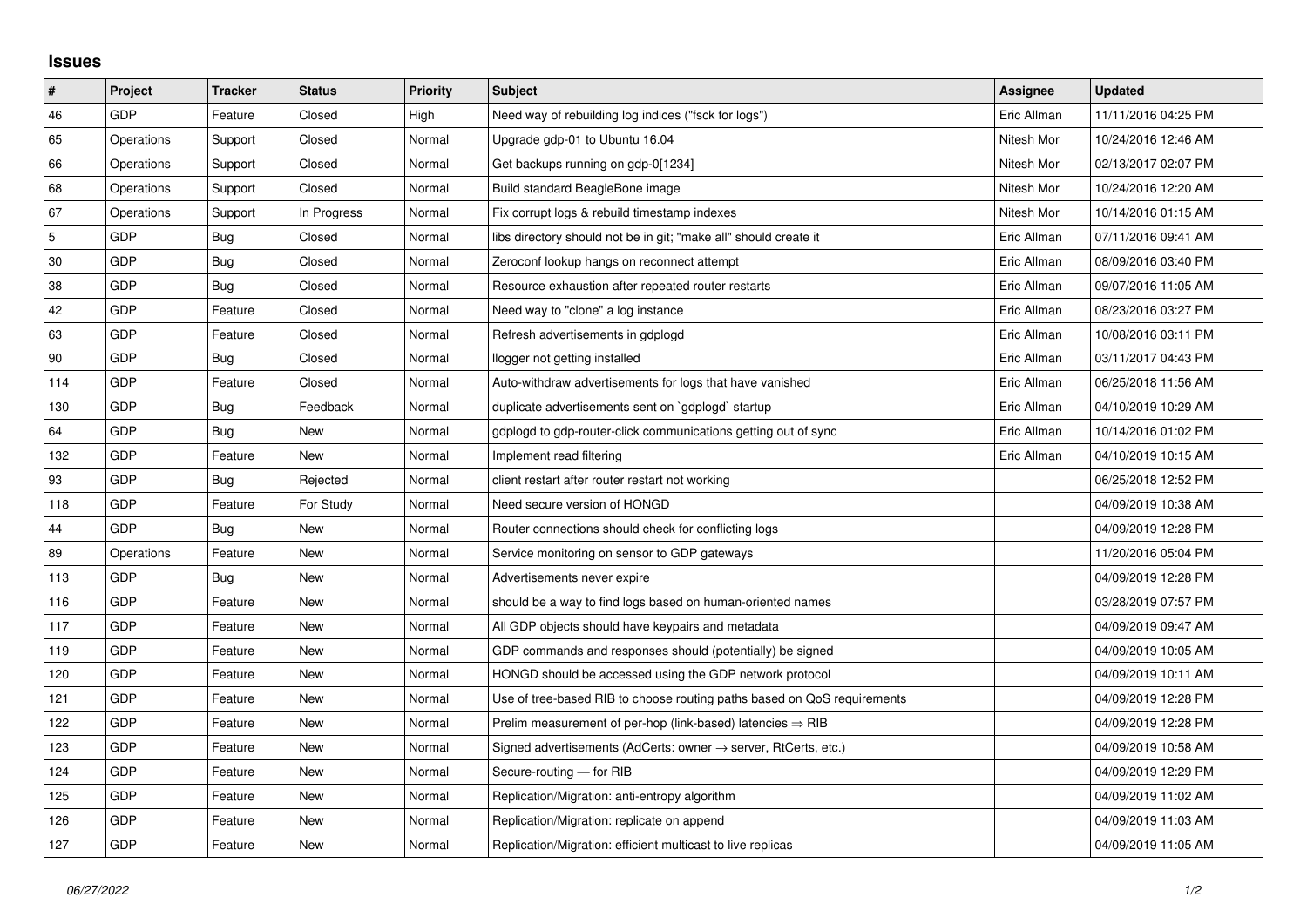## Issues

| # | Project | Tracker | Status | Priority | Subject | Assignee | Updated |
|---|---|---|---|---|---|---|---|
| 46 | GDP | Feature | Closed | High | Need way of rebuilding log indices ("fsck for logs") | Eric Allman | 11/11/2016 04:25 PM |
| 65 | Operations | Support | Closed | Normal | Upgrade gdp-01 to Ubuntu 16.04 | Nitesh Mor | 10/24/2016 12:46 AM |
| 66 | Operations | Support | Closed | Normal | Get backups running on gdp-0[1234] | Nitesh Mor | 02/13/2017 02:07 PM |
| 68 | Operations | Support | Closed | Normal | Build standard BeagleBone image | Nitesh Mor | 10/24/2016 12:20 AM |
| 67 | Operations | Support | In Progress | Normal | Fix corrupt logs & rebuild timestamp indexes | Nitesh Mor | 10/14/2016 01:15 AM |
| 5 | GDP | Bug | Closed | Normal | libs directory should not be in git; "make all" should create it | Eric Allman | 07/11/2016 09:41 AM |
| 30 | GDP | Bug | Closed | Normal | Zeroconf lookup hangs on reconnect attempt | Eric Allman | 08/09/2016 03:40 PM |
| 38 | GDP | Bug | Closed | Normal | Resource exhaustion after repeated router restarts | Eric Allman | 09/07/2016 11:05 AM |
| 42 | GDP | Feature | Closed | Normal | Need way to "clone" a log instance | Eric Allman | 08/23/2016 03:27 PM |
| 63 | GDP | Feature | Closed | Normal | Refresh advertisements in gdplogd | Eric Allman | 10/08/2016 03:11 PM |
| 90 | GDP | Bug | Closed | Normal | llogger not getting installed | Eric Allman | 03/11/2017 04:43 PM |
| 114 | GDP | Feature | Closed | Normal | Auto-withdraw advertisements for logs that have vanished | Eric Allman | 06/25/2018 11:56 AM |
| 130 | GDP | Bug | Feedback | Normal | duplicate advertisements sent on `gdplogd` startup | Eric Allman | 04/10/2019 10:29 AM |
| 64 | GDP | Bug | New | Normal | gdplogd to gdp-router-click communications getting out of sync | Eric Allman | 10/14/2016 01:02 PM |
| 132 | GDP | Feature | New | Normal | Implement read filtering | Eric Allman | 04/10/2019 10:15 AM |
| 93 | GDP | Bug | Rejected | Normal | client restart after router restart not working | | 06/25/2018 12:52 PM |
| 118 | GDP | Feature | For Study | Normal | Need secure version of HONGD | | 04/09/2019 10:38 AM |
| 44 | GDP | Bug | New | Normal | Router connections should check for conflicting logs | | 04/09/2019 12:28 PM |
| 89 | Operations | Feature | New | Normal | Service monitoring on sensor to GDP gateways | | 11/20/2016 05:04 PM |
| 113 | GDP | Bug | New | Normal | Advertisements never expire | | 04/09/2019 12:28 PM |
| 116 | GDP | Feature | New | Normal | should be a way to find logs based on human-oriented names | | 03/28/2019 07:57 PM |
| 117 | GDP | Feature | New | Normal | All GDP objects should have keypairs and metadata | | 04/09/2019 09:47 AM |
| 119 | GDP | Feature | New | Normal | GDP commands and responses should (potentially) be signed | | 04/09/2019 10:05 AM |
| 120 | GDP | Feature | New | Normal | HONGD should be accessed using the GDP network protocol | | 04/09/2019 10:11 AM |
| 121 | GDP | Feature | New | Normal | Use of tree-based RIB to choose routing paths based on QoS requirements | | 04/09/2019 12:28 PM |
| 122 | GDP | Feature | New | Normal | Prelim measurement of per-hop (link-based) latencies ⇒ RIB | | 04/09/2019 12:28 PM |
| 123 | GDP | Feature | New | Normal | Signed advertisements (AdCerts: owner → server, RtCerts, etc.) | | 04/09/2019 10:58 AM |
| 124 | GDP | Feature | New | Normal | Secure-routing — for RIB | | 04/09/2019 12:29 PM |
| 125 | GDP | Feature | New | Normal | Replication/Migration: anti-entropy algorithm | | 04/09/2019 11:02 AM |
| 126 | GDP | Feature | New | Normal | Replication/Migration: replicate on append | | 04/09/2019 11:03 AM |
| 127 | GDP | Feature | New | Normal | Replication/Migration: efficient multicast to live replicas | | 04/09/2019 11:05 AM |

*06/27/2022*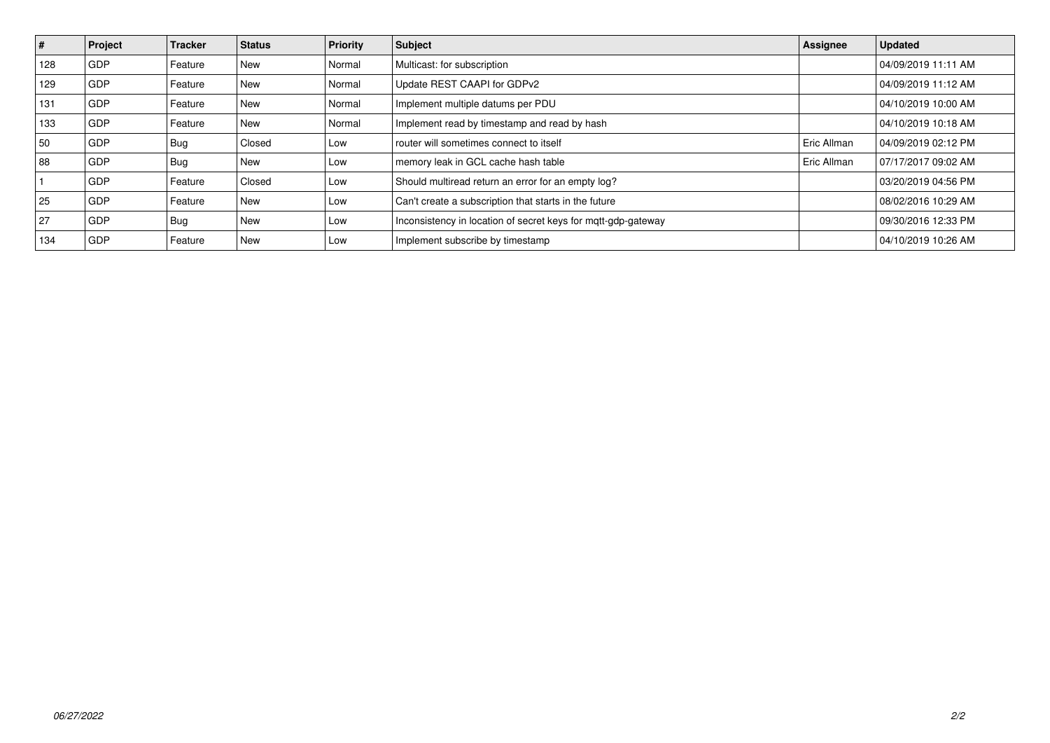| # | Project | Tracker | Status | Priority | Subject | Assignee | Updated |
|---|---|---|---|---|---|---|---|
| 128 | GDP | Feature | New | Normal | Multicast: for subscription | | 04/09/2019 11:11 AM |
| 129 | GDP | Feature | New | Normal | Update REST CAAPI for GDPv2 | | 04/09/2019 11:12 AM |
| 131 | GDP | Feature | New | Normal | Implement multiple datums per PDU | | 04/10/2019 10:00 AM |
| 133 | GDP | Feature | New | Normal | Implement read by timestamp and read by hash | | 04/10/2019 10:18 AM |
| 50 | GDP | Bug | Closed | Low | router will sometimes connect to itself | Eric Allman | 04/09/2019 02:12 PM |
| 88 | GDP | Bug | New | Low | memory leak in GCL cache hash table | Eric Allman | 07/17/2017 09:02 AM |
| 1 | GDP | Feature | Closed | Low | Should multiread return an error for an empty log? | | 03/20/2019 04:56 PM |
| 25 | GDP | Feature | New | Low | Can't create a subscription that starts in the future | | 08/02/2016 10:29 AM |
| 27 | GDP | Bug | New | Low | Inconsistency in location of secret keys for mqtt-gdp-gateway | | 09/30/2016 12:33 PM |
| 134 | GDP | Feature | New | Low | Implement subscribe by timestamp | | 04/10/2019 10:26 AM |

*06/27/2022*